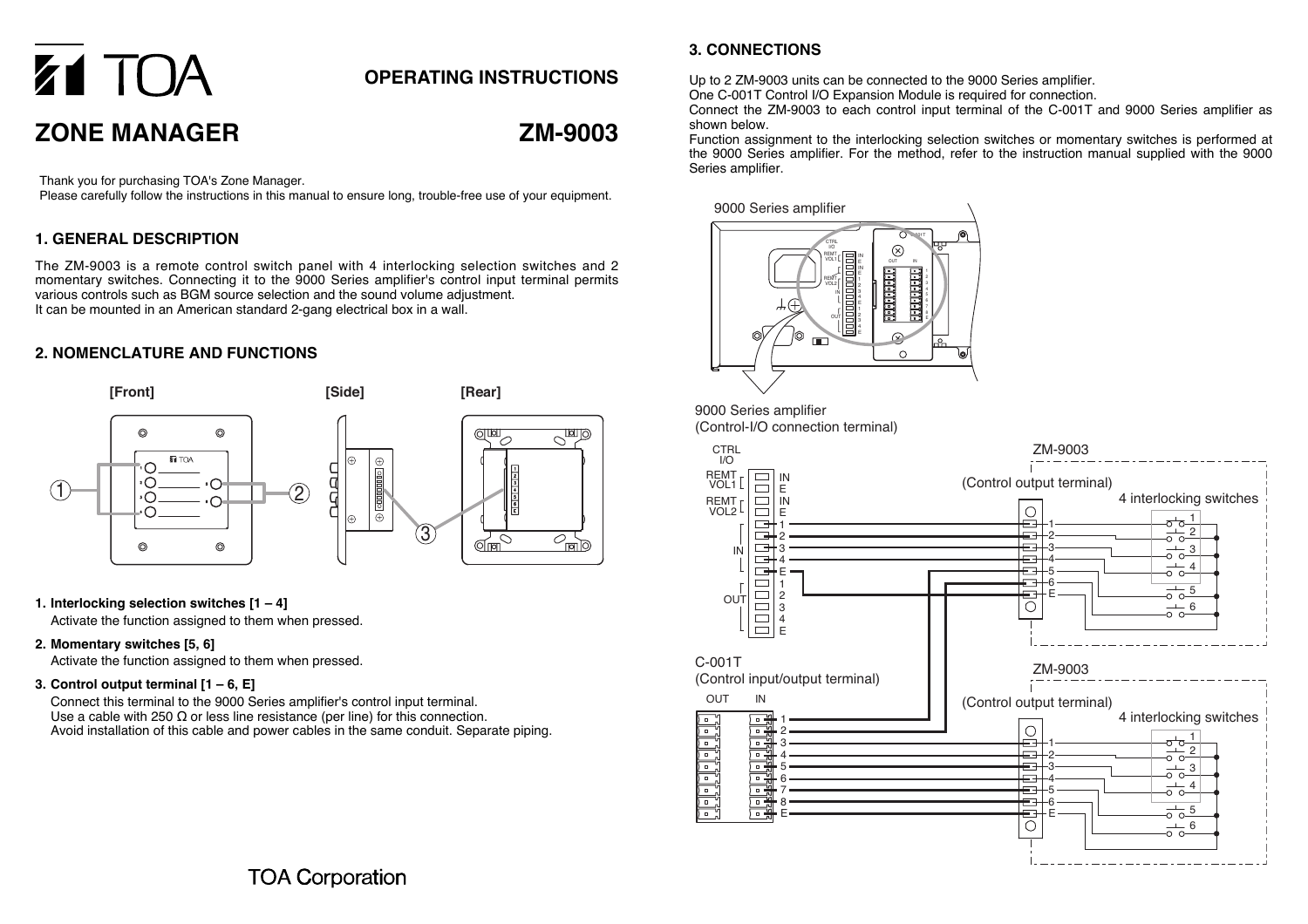# TOA

## OPERATING INSTRUCTIONS

# ZONE MANAGER ZM-9003

Thank you for purchasing TOA's Zone Manager.
Please carefully follow the instructions in this manual to ensure long, trouble-free use of your equipment.

## 1. GENERAL DESCRIPTION

The ZM-9003 is a remote control switch panel with 4 interlocking selection switches and 2 momentary switches. Connecting it to the 9000 Series amplifier's control input terminal permits various controls such as BGM source selection and the sound volume adjustment.
It can be mounted in an American standard 2-gang electrical box in a wall.

## 2. NOMENCLATURE AND FUNCTIONS

[Front] [Side] [Rear]

**1. Interlocking selection switches [1 – 4]**
Activate the function assigned to them when pressed.

**2. Momentary switches [5, 6]**
Activate the function assigned to them when pressed.

**3. Control output terminal [1 – 6, E]**
Connect this terminal to the 9000 Series amplifier's control input terminal.
Use a cable with 250 Ω or less line resistance (per line) for this connection.
Avoid installation of this cable and power cables in the same conduit. Separate piping.

## 3. CONNECTIONS

Up to 2 ZM-9003 units can be connected to the 9000 Series amplifier.
One C-001T Control I/O Expansion Module is required for connection.
Connect the ZM-9003 to each control input terminal of the C-001T and 9000 Series amplifier as shown below.
Function assignment to the interlocking selection switches or momentary switches is performed at the 9000 Series amplifier. For the method, refer to the instruction manual supplied with the 9000 Series amplifier.

9000 Series amplifier

9000 Series amplifier
(Control-I/O connection terminal)

ZM-9003
(Control output terminal)
4 interlocking switches

C-001T
(Control input/output terminal)

ZM-9003
(Control output terminal)
4 interlocking switches

TOA Corporation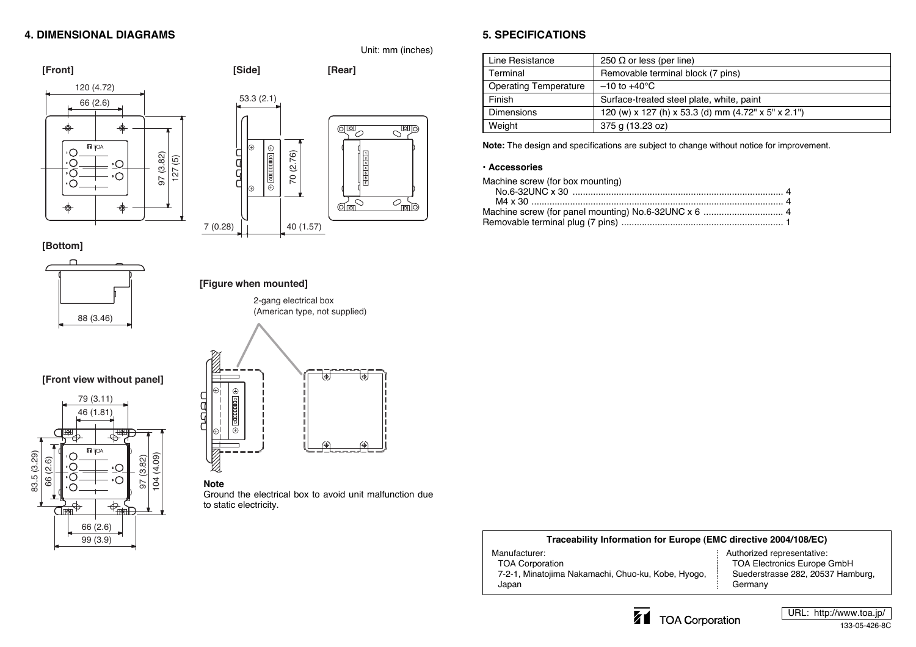## 4. DIMENSIONAL DIAGRAMS

Unit: mm (inches)

**[Front]**

120 (4.72)
66 (2.6)
97 (3.82)
127 (5)

**[Side]**

53.3 (2.1)
70 (2.76)
7 (0.28)
40 (1.57)

**[Rear]**

**[Bottom]**

88 (3.46)

**[Figure when mounted]**

2-gang electrical box
(American type, not supplied)

**[Front view without panel]**

79 (3.11)
46 (1.81)
83.5 (3.29)
66 (2.6)
97 (3.82)
104 (4.09)
66 (2.6)
99 (3.9)

**Note**
Ground the electrical box to avoid unit malfunction due to static electricity.

## 5. SPECIFICATIONS

| | |
|---|---|
| Line Resistance | 250 Ω or less (per line) |
| Terminal | Removable terminal block (7 pins) |
| Operating Temperature | –10 to +40°C |
| Finish | Surface-treated steel plate, white, paint |
| Dimensions | 120 (w) x 127 (h) x 53.3 (d) mm (4.72" x 5" x 2.1") |
| Weight | 375 g (13.23 oz) |

**Note:** The design and specifications are subject to change without notice for improvement.

**· Accessories**

Machine screw (for box mounting)
No.6-32UNC x 30 .......... 4
M4 x 30 .......... 4
Machine screw (for panel mounting) No.6-32UNC x 6 .......... 4
Removable terminal plug (7 pins) .......... 1

**Traceability Information for Europe (EMC directive 2004/108/EC)**

Manufacturer:
TOA Corporation
7-2-1, Minatojima Nakamachi, Chuo-ku, Kobe, Hyogo, Japan

Authorized representative:
TOA Electronics Europe GmbH
Suederstrasse 282, 20537 Hamburg, Germany

TOA Corporation

URL: http://www.toa.jp/

133-05-426-8C